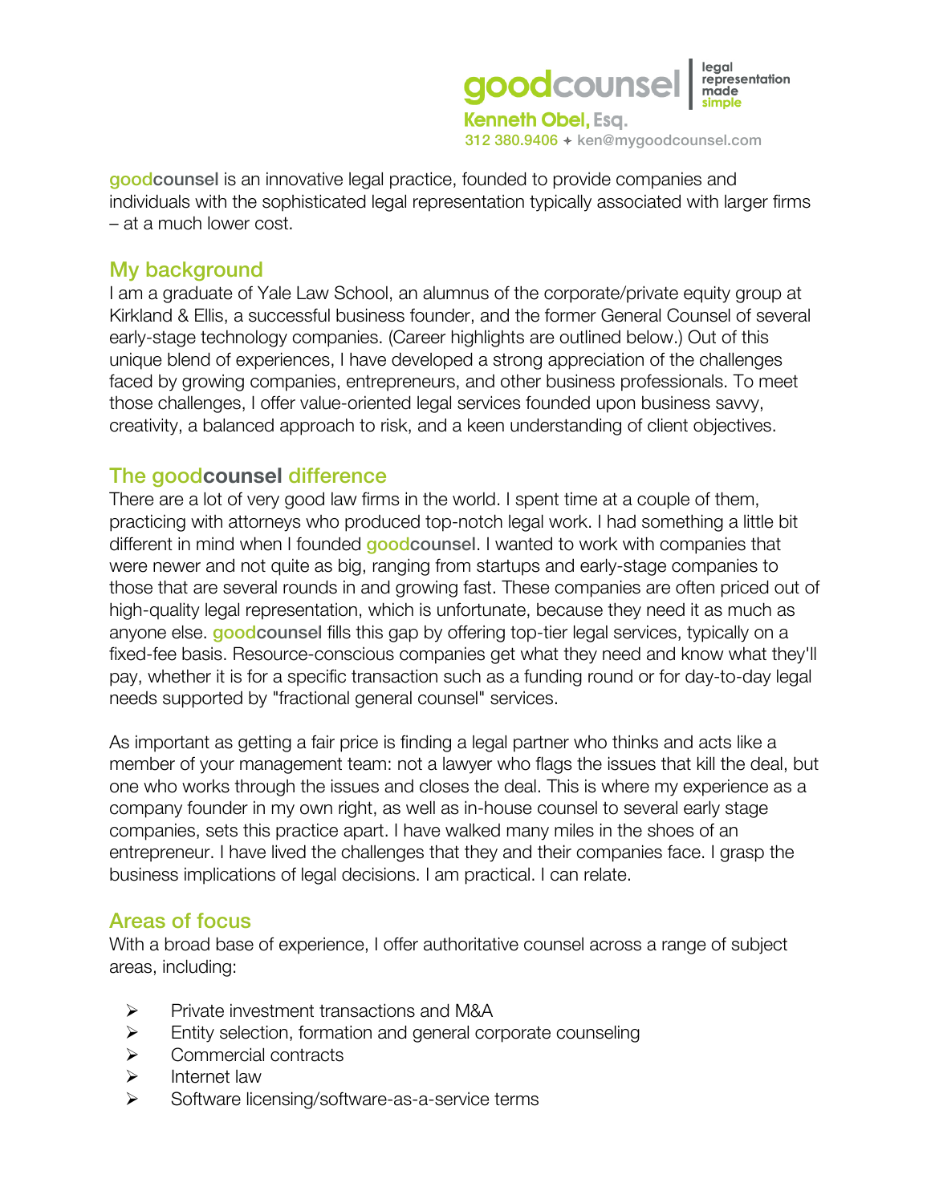**goodcounsel** | legal representation made simple

**Kenneth Obel, Esq.**
312 380.9406 + ken@mygoodcounsel.com

**goodcounsel** is an innovative legal practice, founded to provide companies and individuals with the sophisticated legal representation typically associated with larger firms – at a much lower cost.

## My background

I am a graduate of Yale Law School, an alumnus of the corporate/private equity group at Kirkland & Ellis, a successful business founder, and the former General Counsel of several early-stage technology companies. (Career highlights are outlined below.) Out of this unique blend of experiences, I have developed a strong appreciation of the challenges faced by growing companies, entrepreneurs, and other business professionals. To meet those challenges, I offer value-oriented legal services founded upon business savvy, creativity, a balanced approach to risk, and a keen understanding of client objectives.

## The goodcounsel difference

There are a lot of very good law firms in the world. I spent time at a couple of them, practicing with attorneys who produced top-notch legal work. I had something a little bit different in mind when I founded **goodcounsel**. I wanted to work with companies that were newer and not quite as big, ranging from startups and early-stage companies to those that are several rounds in and growing fast. These companies are often priced out of high-quality legal representation, which is unfortunate, because they need it as much as anyone else. **goodcounsel** fills this gap by offering top-tier legal services, typically on a fixed-fee basis. Resource-conscious companies get what they need and know what they'll pay, whether it is for a specific transaction such as a funding round or for day-to-day legal needs supported by "fractional general counsel" services.

As important as getting a fair price is finding a legal partner who thinks and acts like a member of your management team: not a lawyer who flags the issues that kill the deal, but one who works through the issues and closes the deal. This is where my experience as a company founder in my own right, as well as in-house counsel to several early stage companies, sets this practice apart. I have walked many miles in the shoes of an entrepreneur. I have lived the challenges that they and their companies face. I grasp the business implications of legal decisions. I am practical. I can relate.

## Areas of focus

With a broad base of experience, I offer authoritative counsel across a range of subject areas, including:

- Private investment transactions and M&A
- Entity selection, formation and general corporate counseling
- Commercial contracts
- Internet law
- Software licensing/software-as-a-service terms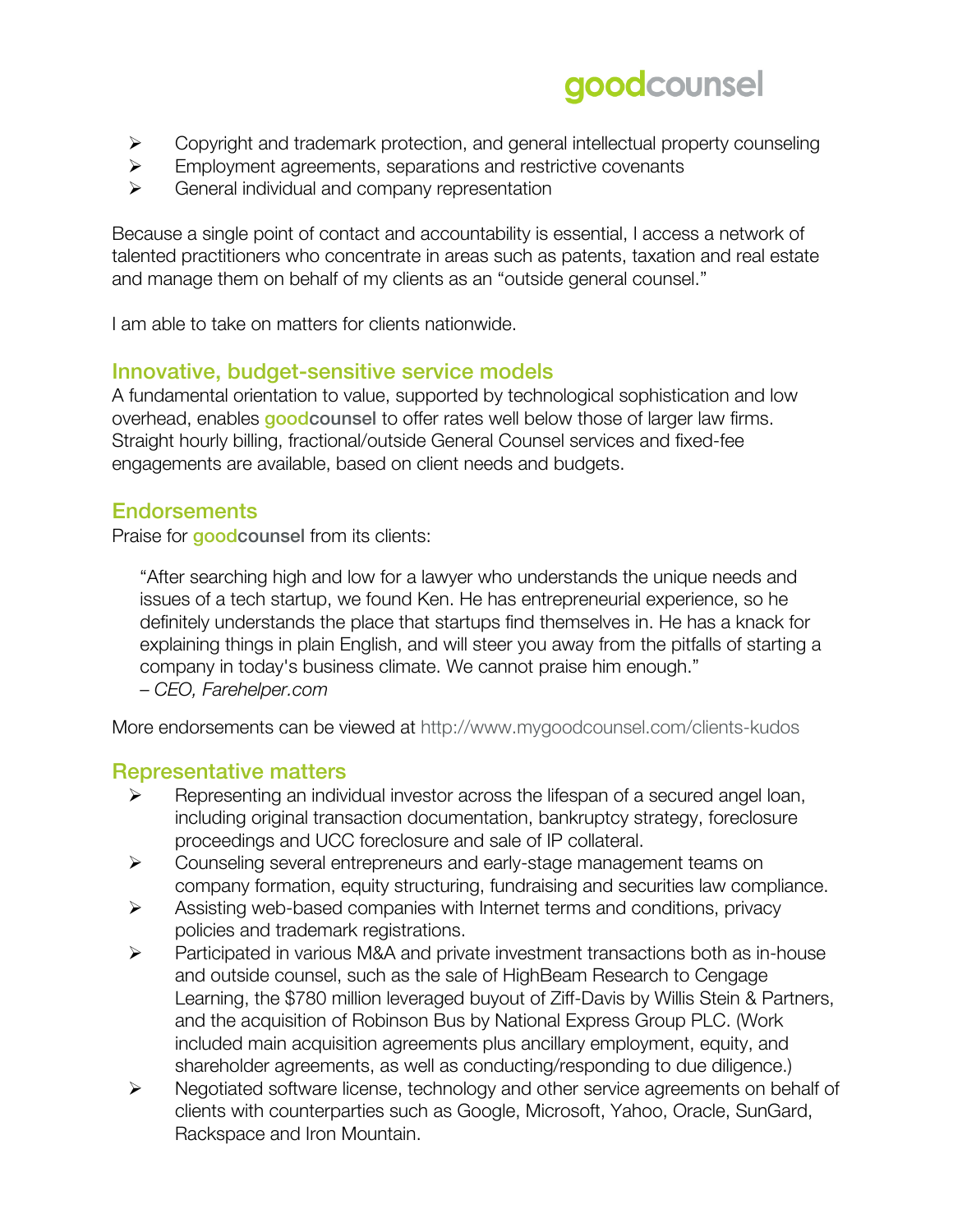- Copyright and trademark protection, and general intellectual property counseling
- Employment agreements, separations and restrictive covenants
- General individual and company representation

Because a single point of contact and accountability is essential, I access a network of talented practitioners who concentrate in areas such as patents, taxation and real estate and manage them on behalf of my clients as an "outside general counsel."

I am able to take on matters for clients nationwide.

## Innovative, budget-sensitive service models

A fundamental orientation to value, supported by technological sophistication and low overhead, enables **goodcounsel** to offer rates well below those of larger law firms. Straight hourly billing, fractional/outside General Counsel services and fixed-fee engagements are available, based on client needs and budgets.

## Endorsements

Praise for **goodcounsel** from its clients:

> "After searching high and low for a lawyer who understands the unique needs and issues of a tech startup, we found Ken. He has entrepreneurial experience, so he definitely understands the place that startups find themselves in. He has a knack for explaining things in plain English, and will steer you away from the pitfalls of starting a company in today's business climate. We cannot praise him enough."
> *– CEO, Farehelper.com*

More endorsements can be viewed at http://www.mygoodcounsel.com/clients-kudos

## Representative matters

- Representing an individual investor across the lifespan of a secured angel loan, including original transaction documentation, bankruptcy strategy, foreclosure proceedings and UCC foreclosure and sale of IP collateral.
- Counseling several entrepreneurs and early-stage management teams on company formation, equity structuring, fundraising and securities law compliance.
- Assisting web-based companies with Internet terms and conditions, privacy policies and trademark registrations.
- Participated in various M&A and private investment transactions both as in-house and outside counsel, such as the sale of HighBeam Research to Cengage Learning, the $780 million leveraged buyout of Ziff-Davis by Willis Stein & Partners, and the acquisition of Robinson Bus by National Express Group PLC. (Work included main acquisition agreements plus ancillary employment, equity, and shareholder agreements, as well as conducting/responding to due diligence.)
- Negotiated software license, technology and other service agreements on behalf of clients with counterparties such as Google, Microsoft, Yahoo, Oracle, SunGard, Rackspace and Iron Mountain.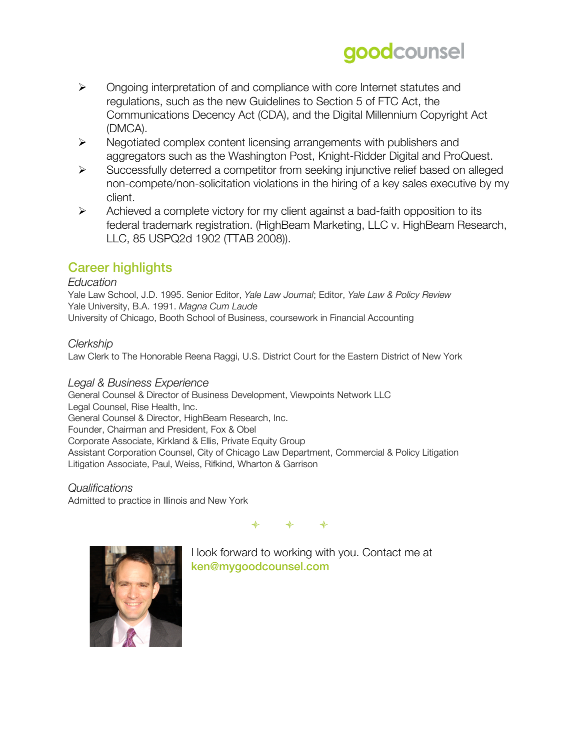- Ongoing interpretation of and compliance with core Internet statutes and regulations, such as the new Guidelines to Section 5 of FTC Act, the Communications Decency Act (CDA), and the Digital Millennium Copyright Act (DMCA).
- Negotiated complex content licensing arrangements with publishers and aggregators such as the Washington Post, Knight-Ridder Digital and ProQuest.
- Successfully deterred a competitor from seeking injunctive relief based on alleged non-compete/non-solicitation violations in the hiring of a key sales executive by my client.
- Achieved a complete victory for my client against a bad-faith opposition to its federal trademark registration. (HighBeam Marketing, LLC v. HighBeam Research, LLC, 85 USPQ2d 1902 (TTAB 2008)).

## Career highlights

### *Education*

Yale Law School, J.D. 1995. Senior Editor, *Yale Law Journal*; Editor, *Yale Law & Policy Review*
Yale University, B.A. 1991. *Magna Cum Laude*
University of Chicago, Booth School of Business, coursework in Financial Accounting

### *Clerkship*

Law Clerk to The Honorable Reena Raggi, U.S. District Court for the Eastern District of New York

### *Legal & Business Experience*

General Counsel & Director of Business Development, Viewpoints Network LLC
Legal Counsel, Rise Health, Inc.
General Counsel & Director, HighBeam Research, Inc.
Founder, Chairman and President, Fox & Obel
Corporate Associate, Kirkland & Ellis, Private Equity Group
Assistant Corporation Counsel, City of Chicago Law Department, Commercial & Policy Litigation
Litigation Associate, Paul, Weiss, Rifkind, Wharton & Garrison

### *Qualifications*

Admitted to practice in Illinois and New York

✧ ✧ ✧

I look forward to working with you. Contact me at **ken@mygoodcounsel.com**